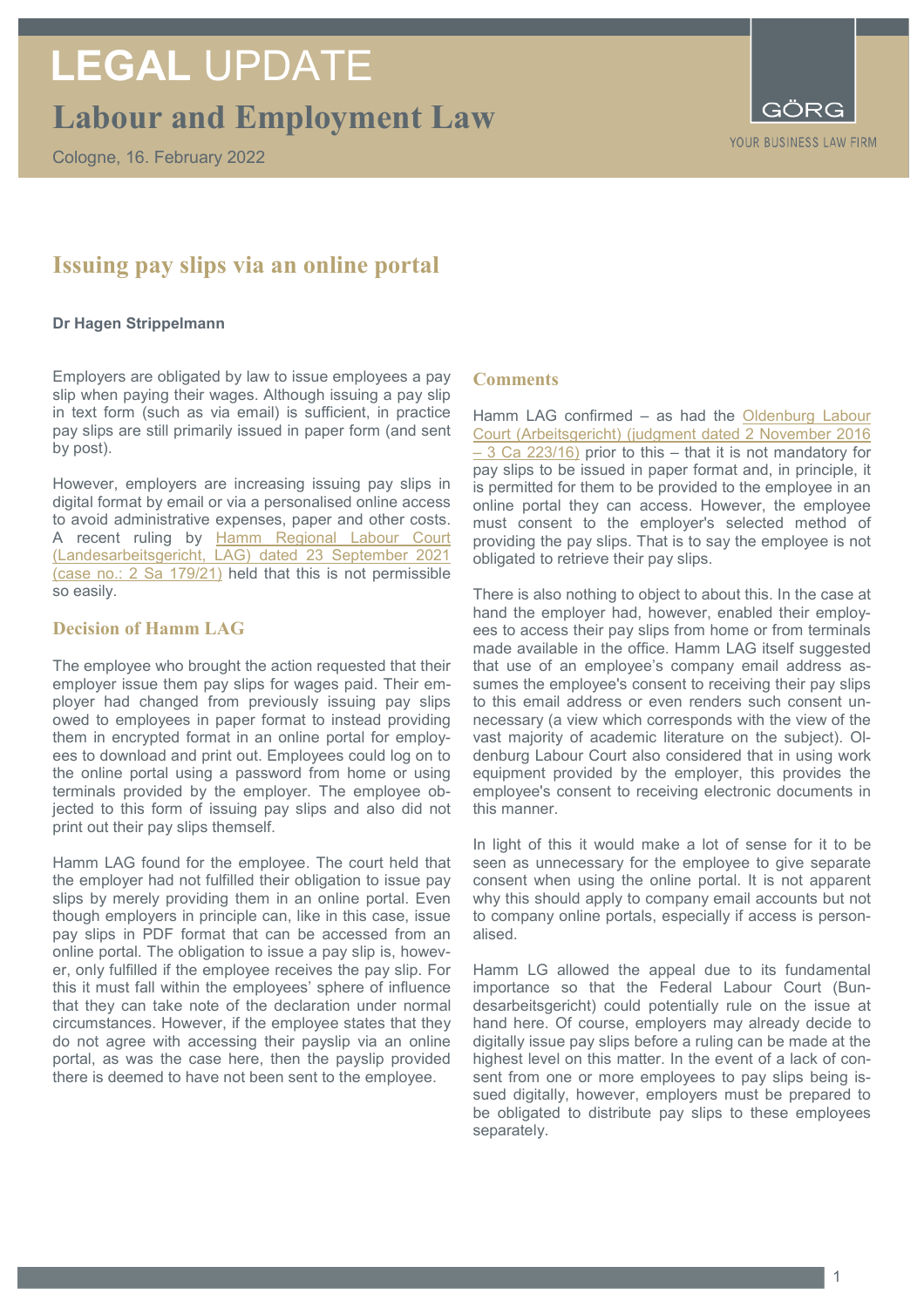# LEGAL UPDATE

## Labour and Employment Law

Cologne, 16. February 2022

GÖRG
YOUR BUSINESS LAW FIRM

## Issuing pay slips via an online portal

**Dr Hagen Strippelmann**

Employers are obligated by law to issue employees a pay slip when paying their wages. Although issuing a pay slip in text form (such as via email) is sufficient, in practice pay slips are still primarily issued in paper form (and sent by post).

However, employers are increasing issuing pay slips in digital format by email or via a personalised online access to avoid administrative expenses, paper and other costs. A recent ruling by Hamm Regional Labour Court (Landesarbeitsgericht, LAG) dated 23 September 2021 (case no.: 2 Sa 179/21) held that this is not permissible so easily.

### Decision of Hamm LAG

The employee who brought the action requested that their employer issue them pay slips for wages paid. Their employer had changed from previously issuing pay slips owed to employees in paper format to instead providing them in encrypted format in an online portal for employees to download and print out. Employees could log on to the online portal using a password from home or using terminals provided by the employer. The employee objected to this form of issuing pay slips and also did not print out their pay slips themself.

Hamm LAG found for the employee. The court held that the employer had not fulfilled their obligation to issue pay slips by merely providing them in an online portal. Even though employers in principle can, like in this case, issue pay slips in PDF format that can be accessed from an online portal. The obligation to issue a pay slip is, however, only fulfilled if the employee receives the pay slip. For this it must fall within the employees' sphere of influence that they can take note of the declaration under normal circumstances. However, if the employee states that they do not agree with accessing their payslip via an online portal, as was the case here, then the payslip provided there is deemed to have not been sent to the employee.

### Comments

Hamm LAG confirmed – as had the Oldenburg Labour Court (Arbeitsgericht) (judgment dated 2 November 2016 – 3 Ca 223/16) prior to this – that it is not mandatory for pay slips to be issued in paper format and, in principle, it is permitted for them to be provided to the employee in an online portal they can access. However, the employee must consent to the employer's selected method of providing the pay slips. That is to say the employee is not obligated to retrieve their pay slips.

There is also nothing to object to about this. In the case at hand the employer had, however, enabled their employees to access their pay slips from home or from terminals made available in the office. Hamm LAG itself suggested that use of an employee's company email address assumes the employee's consent to receiving their pay slips to this email address or even renders such consent unnecessary (a view which corresponds with the view of the vast majority of academic literature on the subject). Oldenburg Labour Court also considered that in using work equipment provided by the employer, this provides the employee's consent to receiving electronic documents in this manner.

In light of this it would make a lot of sense for it to be seen as unnecessary for the employee to give separate consent when using the online portal. It is not apparent why this should apply to company email accounts but not to company online portals, especially if access is personalised.

Hamm LG allowed the appeal due to its fundamental importance so that the Federal Labour Court (Bundesarbeitsgericht) could potentially rule on the issue at hand here. Of course, employers may already decide to digitally issue pay slips before a ruling can be made at the highest level on this matter. In the event of a lack of consent from one or more employees to pay slips being issued digitally, however, employers must be prepared to be obligated to distribute pay slips to these employees separately.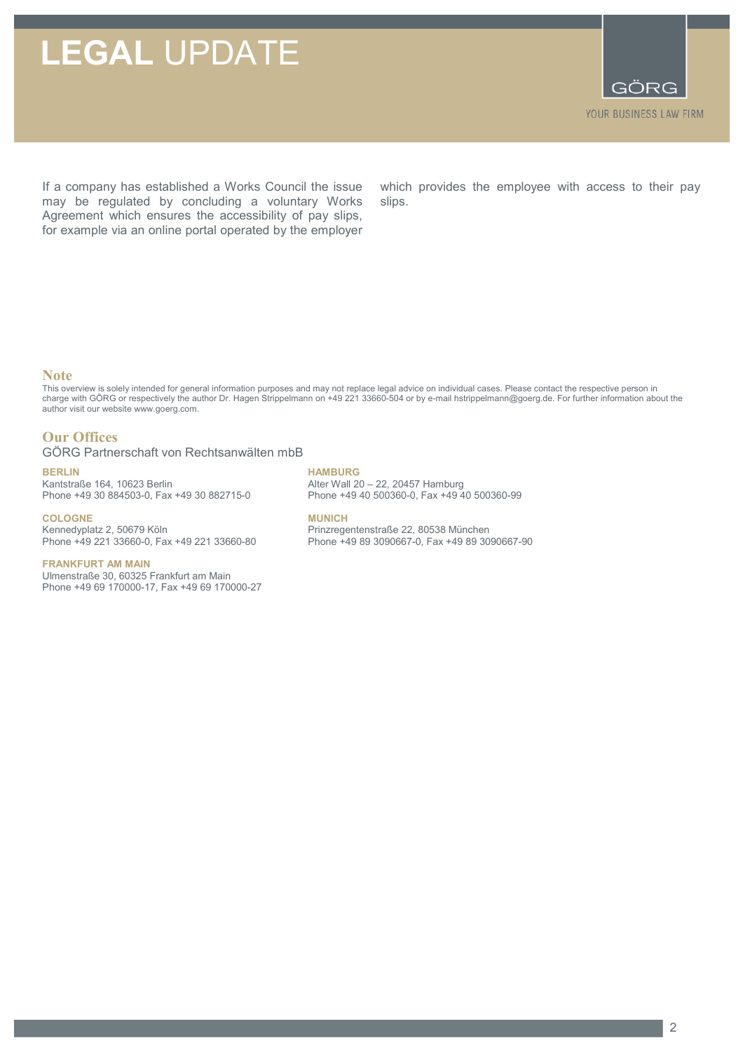If a company has established a Works Council the issue may be regulated by concluding a voluntary Works Agreement which ensures the accessibility of pay slips, for example via an online portal operated by the employer which provides the employee with access to their pay slips.

## Note

This overview is solely intended for general information purposes and may not replace legal advice on individual cases. Please contact the respective person in charge with GÖRG or respectively the author Dr. Hagen Strippelmann on +49 221 33660-504 or by e-mail hstrippelmann@goerg.de. For further information about the author visit our website www.goerg.com.

## Our Offices

GÖRG Partnerschaft von Rechtsanwälten mbB

**BERLIN**
Kantstraße 164, 10623 Berlin
Phone +49 30 884503-0, Fax +49 30 882715-0

**COLOGNE**
Kennedyplatz 2, 50679 Köln
Phone +49 221 33660-0, Fax +49 221 33660-80

**FRANKFURT AM MAIN**
Ulmenstraße 30, 60325 Frankfurt am Main
Phone +49 69 170000-17, Fax +49 69 170000-27

**HAMBURG**
Alter Wall 20 – 22, 20457 Hamburg
Phone +49 40 500360-0, Fax +49 40 500360-99

**MUNICH**
Prinzregentenstraße 22, 80538 München
Phone +49 89 3090667-0, Fax +49 89 3090667-90